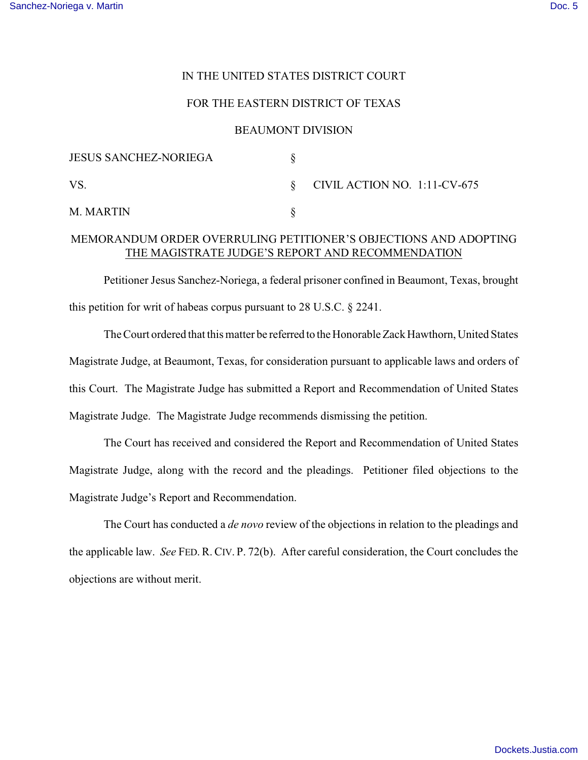IN THE UNITED STATES DISTRICT COURT

FOR THE EASTERN DISTRICT OF TEXAS

BEAUMONT DIVISION

| | | |
|---|---|---|
| JESUS SANCHEZ-NORIEGA | § | |
| VS. | § | CIVIL ACTION NO. 1:11-CV-675 |
| M. MARTIN | § | |

MEMORANDUM ORDER OVERRULING PETITIONER'S OBJECTIONS AND ADOPTING THE MAGISTRATE JUDGE'S REPORT AND RECOMMENDATION

Petitioner Jesus Sanchez-Noriega, a federal prisoner confined in Beaumont, Texas, brought this petition for writ of habeas corpus pursuant to 28 U.S.C. § 2241.

The Court ordered that this matter be referred to the Honorable Zack Hawthorn, United States Magistrate Judge, at Beaumont, Texas, for consideration pursuant to applicable laws and orders of this Court. The Magistrate Judge has submitted a Report and Recommendation of United States Magistrate Judge. The Magistrate Judge recommends dismissing the petition.

The Court has received and considered the Report and Recommendation of United States Magistrate Judge, along with the record and the pleadings. Petitioner filed objections to the Magistrate Judge's Report and Recommendation.

The Court has conducted a *de novo* review of the objections in relation to the pleadings and the applicable law. *See* FED. R. CIV. P. 72(b). After careful consideration, the Court concludes the objections are without merit.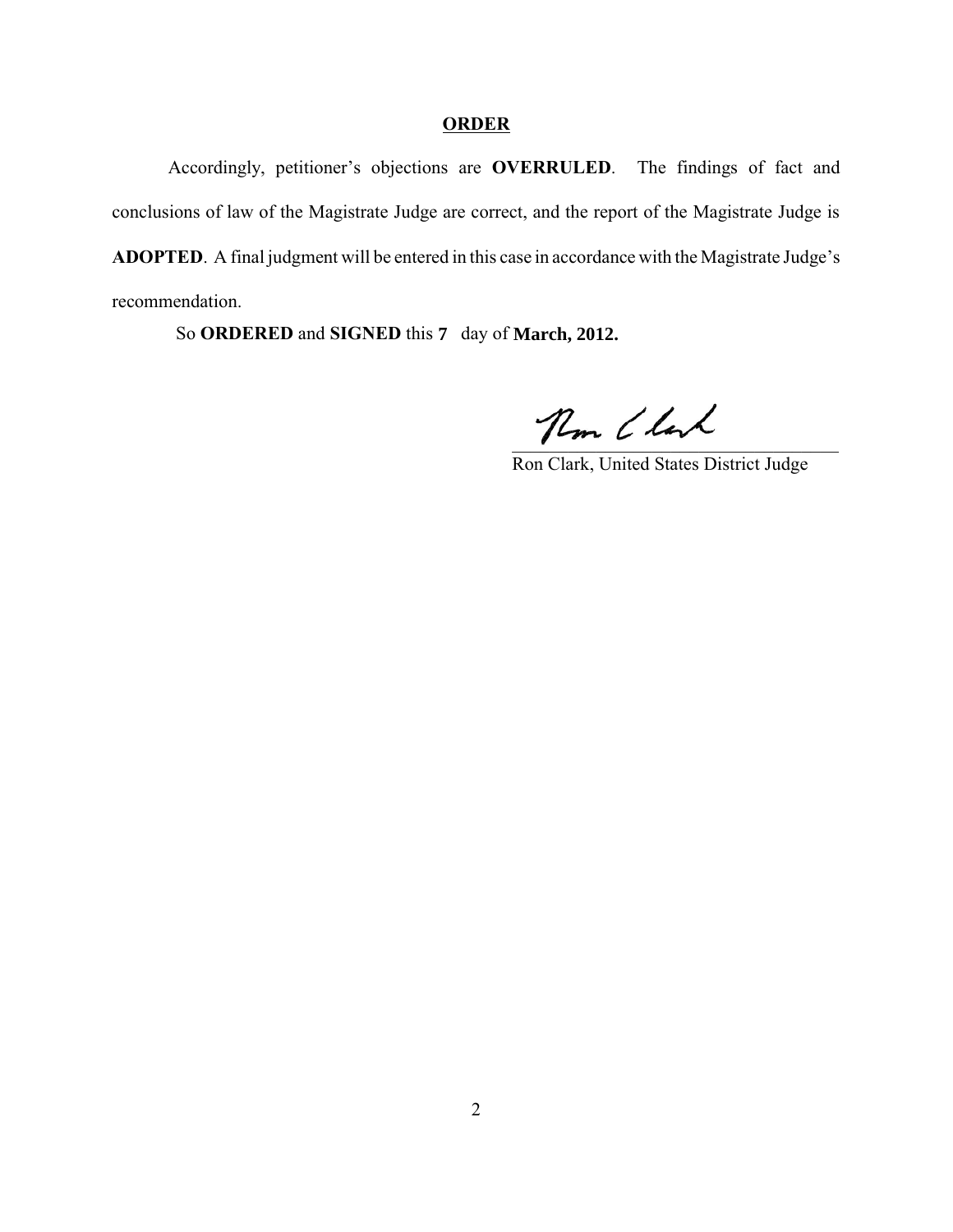## ORDER

Accordingly, petitioner's objections are **OVERRULED**. The findings of fact and conclusions of law of the Magistrate Judge are correct, and the report of the Magistrate Judge is **ADOPTED**. A final judgment will be entered in this case in accordance with the Magistrate Judge's recommendation.

So **ORDERED** and **SIGNED** this **7** day of **March, 2012.**

Ron Clark, United States District Judge